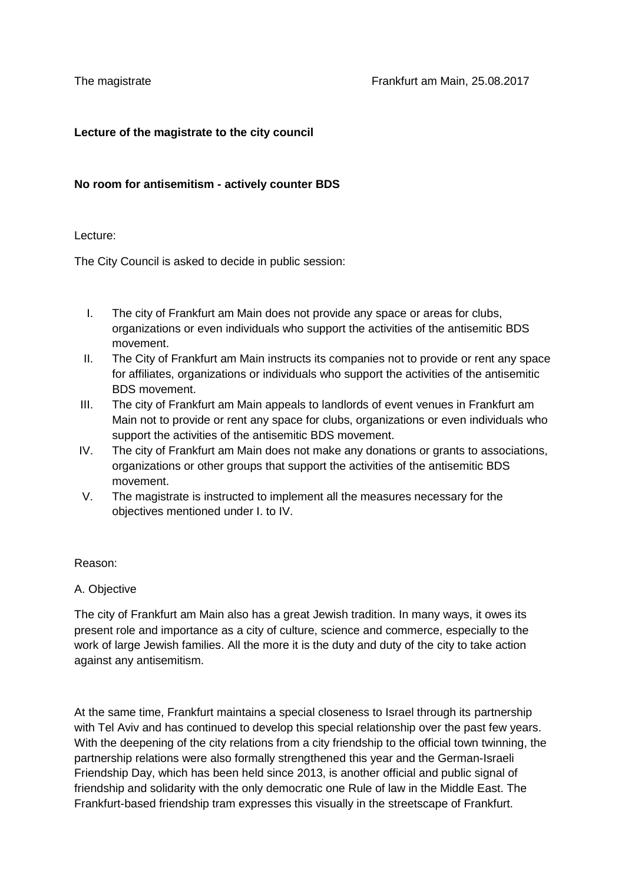The magistrate Frankfurt am Main, 25.08.2017

**Lecture of the magistrate to the city council**

**No room for antisemitism - actively counter BDS**

Lecture:

The City Council is asked to decide in public session:

I. The city of Frankfurt am Main does not provide any space or areas for clubs, organizations or even individuals who support the activities of the antisemitic BDS movement.
II. The City of Frankfurt am Main instructs its companies not to provide or rent any space for affiliates, organizations or individuals who support the activities of the antisemitic BDS movement.
III. The city of Frankfurt am Main appeals to landlords of event venues in Frankfurt am Main not to provide or rent any space for clubs, organizations or even individuals who support the activities of the antisemitic BDS movement.
IV. The city of Frankfurt am Main does not make any donations or grants to associations, organizations or other groups that support the activities of the antisemitic BDS movement.
V. The magistrate is instructed to implement all the measures necessary for the objectives mentioned under I. to IV.

Reason:

A. Objective

The city of Frankfurt am Main also has a great Jewish tradition. In many ways, it owes its present role and importance as a city of culture, science and commerce, especially to the work of large Jewish families. All the more it is the duty and duty of the city to take action against any antisemitism.

At the same time, Frankfurt maintains a special closeness to Israel through its partnership with Tel Aviv and has continued to develop this special relationship over the past few years. With the deepening of the city relations from a city friendship to the official town twinning, the partnership relations were also formally strengthened this year and the German-Israeli Friendship Day, which has been held since 2013, is another official and public signal of friendship and solidarity with the only democratic one Rule of law in the Middle East. The Frankfurt-based friendship tram expresses this visually in the streetscape of Frankfurt.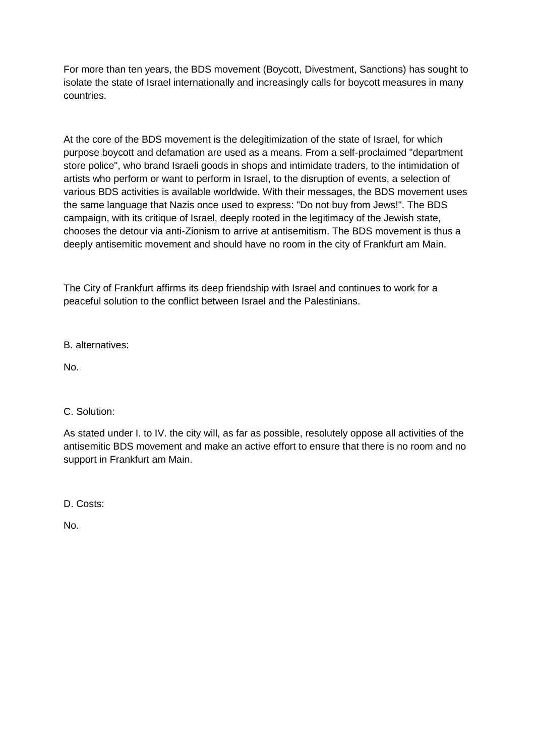For more than ten years, the BDS movement (Boycott, Divestment, Sanctions) has sought to isolate the state of Israel internationally and increasingly calls for boycott measures in many countries.

At the core of the BDS movement is the delegitimization of the state of Israel, for which purpose boycott and defamation are used as a means. From a self-proclaimed "department store police", who brand Israeli goods in shops and intimidate traders, to the intimidation of artists who perform or want to perform in Israel, to the disruption of events, a selection of various BDS activities is available worldwide. With their messages, the BDS movement uses the same language that Nazis once used to express: "Do not buy from Jews!". The BDS campaign, with its critique of Israel, deeply rooted in the legitimacy of the Jewish state, chooses the detour via anti-Zionism to arrive at antisemitism. The BDS movement is thus a deeply antisemitic movement and should have no room in the city of Frankfurt am Main.

The City of Frankfurt affirms its deep friendship with Israel and continues to work for a peaceful solution to the conflict between Israel and the Palestinians.

B. alternatives:

No.

C. Solution:

As stated under I. to IV. the city will, as far as possible, resolutely oppose all activities of the antisemitic BDS movement and make an active effort to ensure that there is no room and no support in Frankfurt am Main.

D. Costs:

No.